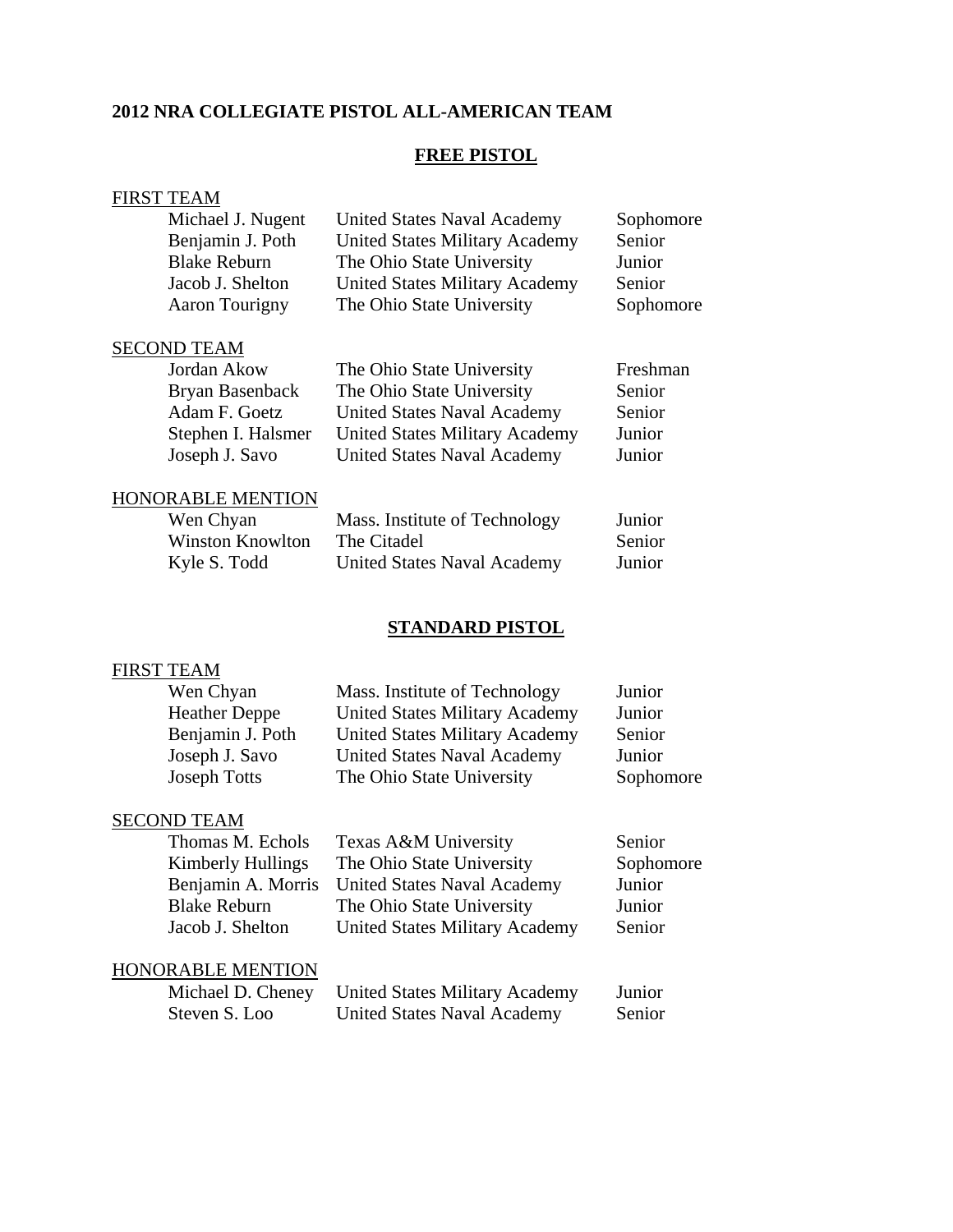# 2012 NRA COLLEGIATE PISTOL ALL-AMERICAN TEAM

## FREE PISTOL

### FIRST TEAM

| | | |
|---|---|---|
| Michael J. Nugent | United States Naval Academy | Sophomore |
| Benjamin J. Poth | United States Military Academy | Senior |
| Blake Reburn | The Ohio State University | Junior |
| Jacob J. Shelton | United States Military Academy | Senior |
| Aaron Tourigny | The Ohio State University | Sophomore |

### SECOND TEAM

| | | |
|---|---|---|
| Jordan Akow | The Ohio State University | Freshman |
| Bryan Basenback | The Ohio State University | Senior |
| Adam F. Goetz | United States Naval Academy | Senior |
| Stephen I. Halsmer | United States Military Academy | Junior |
| Joseph J. Savo | United States Naval Academy | Junior |

### HONORABLE MENTION

| | | |
|---|---|---|
| Wen Chyan | Mass. Institute of Technology | Junior |
| Winston Knowlton | The Citadel | Senior |
| Kyle S. Todd | United States Naval Academy | Junior |

## STANDARD PISTOL

### FIRST TEAM

| | | |
|---|---|---|
| Wen Chyan | Mass. Institute of Technology | Junior |
| Heather Deppe | United States Military Academy | Junior |
| Benjamin J. Poth | United States Military Academy | Senior |
| Joseph J. Savo | United States Naval Academy | Junior |
| Joseph Totts | The Ohio State University | Sophomore |

### SECOND TEAM

| | | |
|---|---|---|
| Thomas M. Echols | Texas A&M University | Senior |
| Kimberly Hullings | The Ohio State University | Sophomore |
| Benjamin A. Morris | United States Naval Academy | Junior |
| Blake Reburn | The Ohio State University | Junior |
| Jacob J. Shelton | United States Military Academy | Senior |

### HONORABLE MENTION

| | | |
|---|---|---|
| Michael D. Cheney | United States Military Academy | Junior |
| Steven S. Loo | United States Naval Academy | Senior |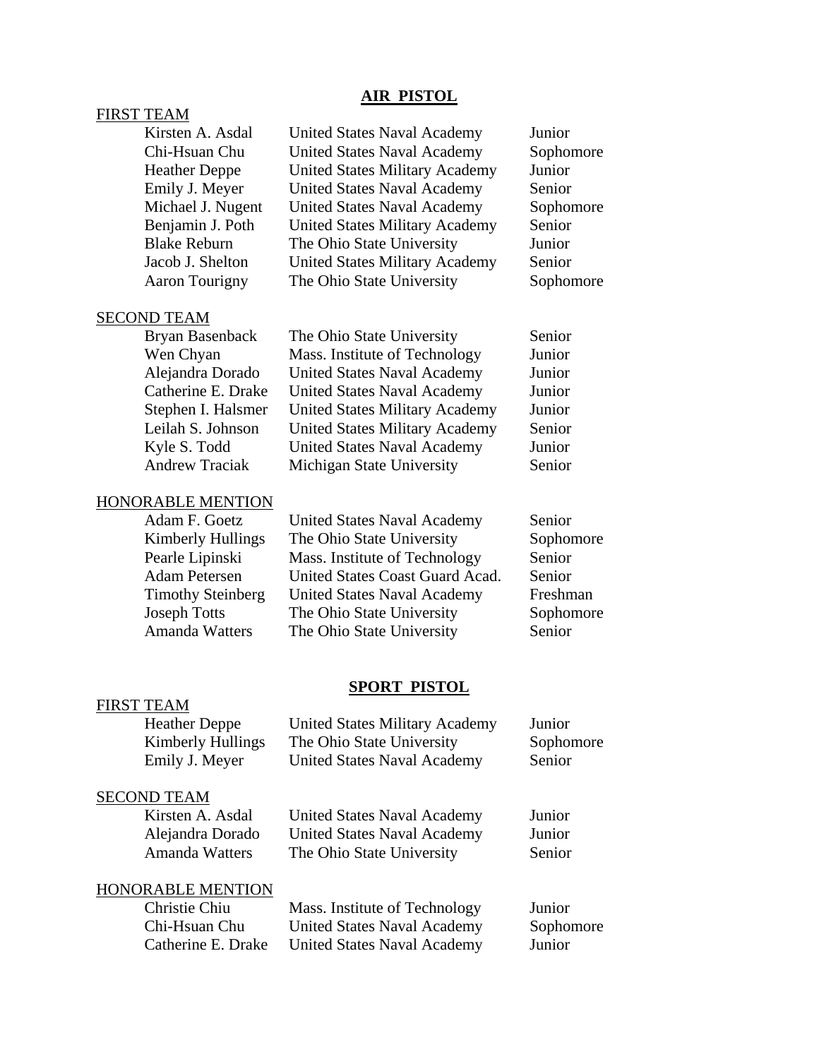## AIR PISTOL

FIRST TEAM

| | | |
|---|---|---|
| Kirsten A. Asdal | United States Naval Academy | Junior |
| Chi-Hsuan Chu | United States Naval Academy | Sophomore |
| Heather Deppe | United States Military Academy | Junior |
| Emily J. Meyer | United States Naval Academy | Senior |
| Michael J. Nugent | United States Naval Academy | Sophomore |
| Benjamin J. Poth | United States Military Academy | Senior |
| Blake Reburn | The Ohio State University | Junior |
| Jacob J. Shelton | United States Military Academy | Senior |
| Aaron Tourigny | The Ohio State University | Sophomore |

SECOND TEAM

| | | |
|---|---|---|
| Bryan Basenback | The Ohio State University | Senior |
| Wen Chyan | Mass. Institute of Technology | Junior |
| Alejandra Dorado | United States Naval Academy | Junior |
| Catherine E. Drake | United States Naval Academy | Junior |
| Stephen I. Halsmer | United States Military Academy | Junior |
| Leilah S. Johnson | United States Military Academy | Senior |
| Kyle S. Todd | United States Naval Academy | Junior |
| Andrew Traciak | Michigan State University | Senior |

HONORABLE MENTION

| | | |
|---|---|---|
| Adam F. Goetz | United States Naval Academy | Senior |
| Kimberly Hullings | The Ohio State University | Sophomore |
| Pearle Lipinski | Mass. Institute of Technology | Senior |
| Adam Petersen | United States Coast Guard Acad. | Senior |
| Timothy Steinberg | United States Naval Academy | Freshman |
| Joseph Totts | The Ohio State University | Sophomore |
| Amanda Watters | The Ohio State University | Senior |

## SPORT PISTOL

FIRST TEAM

| | | |
|---|---|---|
| Heather Deppe | United States Military Academy | Junior |
| Kimberly Hullings | The Ohio State University | Sophomore |
| Emily J. Meyer | United States Naval Academy | Senior |

SECOND TEAM

| | | |
|---|---|---|
| Kirsten A. Asdal | United States Naval Academy | Junior |
| Alejandra Dorado | United States Naval Academy | Junior |
| Amanda Watters | The Ohio State University | Senior |

HONORABLE MENTION

| | | |
|---|---|---|
| Christie Chiu | Mass. Institute of Technology | Junior |
| Chi-Hsuan Chu | United States Naval Academy | Sophomore |
| Catherine E. Drake | United States Naval Academy | Junior |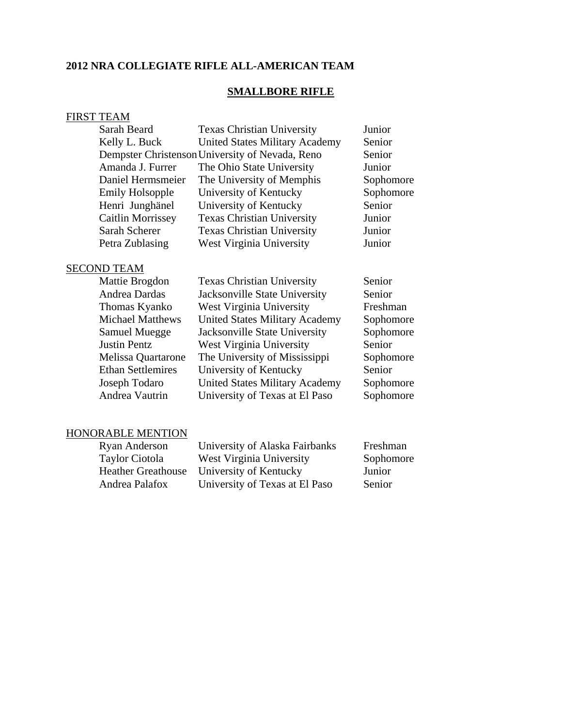**2012 NRA COLLEGIATE RIFLE ALL-AMERICAN TEAM**

## SMALLBORE RIFLE

FIRST TEAM

| | | |
|---|---|---|
| Sarah Beard | Texas Christian University | Junior |
| Kelly L. Buck | United States Military Academy | Senior |
| Dempster Christenson | University of Nevada, Reno | Senior |
| Amanda J. Furrer | The Ohio State University | Junior |
| Daniel Hermsmeier | The University of Memphis | Sophomore |
| Emily Holsopple | University of Kentucky | Sophomore |
| Henri Junghänel | University of Kentucky | Senior |
| Caitlin Morrissey | Texas Christian University | Junior |
| Sarah Scherer | Texas Christian University | Junior |
| Petra Zublasing | West Virginia University | Junior |

SECOND TEAM

| | | |
|---|---|---|
| Mattie Brogdon | Texas Christian University | Senior |
| Andrea Dardas | Jacksonville State University | Senior |
| Thomas Kyanko | West Virginia University | Freshman |
| Michael Matthews | United States Military Academy | Sophomore |
| Samuel Muegge | Jacksonville State University | Sophomore |
| Justin Pentz | West Virginia University | Senior |
| Melissa Quartarone | The University of Mississippi | Sophomore |
| Ethan Settlemires | University of Kentucky | Senior |
| Joseph Todaro | United States Military Academy | Sophomore |
| Andrea Vautrin | University of Texas at El Paso | Sophomore |

HONORABLE MENTION

| | | |
|---|---|---|
| Ryan Anderson | University of Alaska Fairbanks | Freshman |
| Taylor Ciotola | West Virginia University | Sophomore |
| Heather Greathouse | University of Kentucky | Junior |
| Andrea Palafox | University of Texas at El Paso | Senior |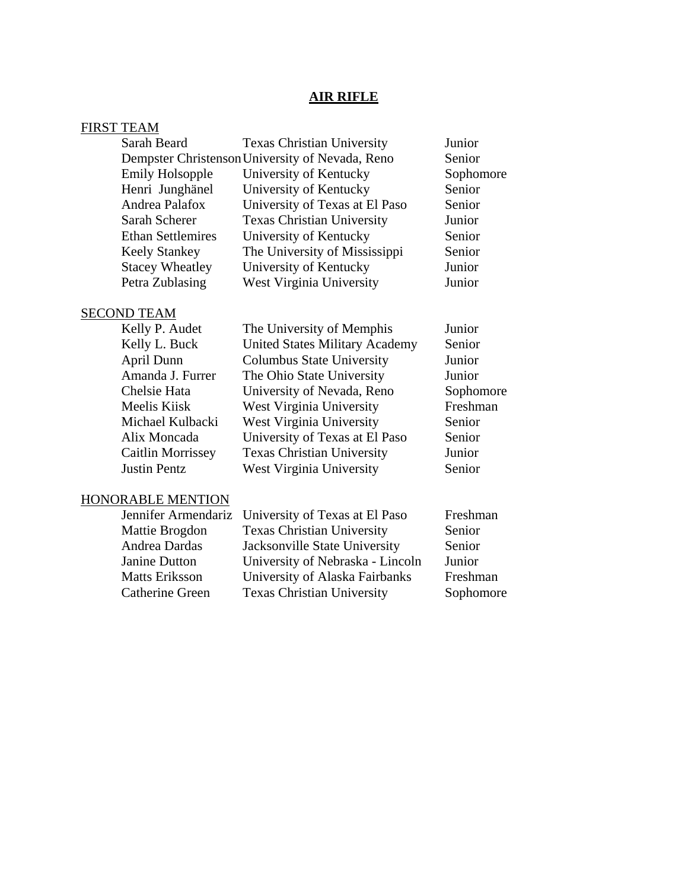# AIR RIFLE

## FIRST TEAM

| Name | School | Class |
|---|---|---|
| Sarah Beard | Texas Christian University | Junior |
| Dempster Christenson | University of Nevada, Reno | Senior |
| Emily Holsopple | University of Kentucky | Sophomore |
| Henri Junghänel | University of Kentucky | Senior |
| Andrea Palafox | University of Texas at El Paso | Senior |
| Sarah Scherer | Texas Christian University | Junior |
| Ethan Settlemires | University of Kentucky | Senior |
| Keely Stankey | The University of Mississippi | Senior |
| Stacey Wheatley | University of Kentucky | Junior |
| Petra Zublasing | West Virginia University | Junior |

## SECOND TEAM

| Name | School | Class |
|---|---|---|
| Kelly P. Audet | The University of Memphis | Junior |
| Kelly L. Buck | United States Military Academy | Senior |
| April Dunn | Columbus State University | Junior |
| Amanda J. Furrer | The Ohio State University | Junior |
| Chelsie Hata | University of Nevada, Reno | Sophomore |
| Meelis Kiisk | West Virginia University | Freshman |
| Michael Kulbacki | West Virginia University | Senior |
| Alix Moncada | University of Texas at El Paso | Senior |
| Caitlin Morrissey | Texas Christian University | Junior |
| Justin Pentz | West Virginia University | Senior |

## HONORABLE MENTION

| Name | School | Class |
|---|---|---|
| Jennifer Armendariz | University of Texas at El Paso | Freshman |
| Mattie Brogdon | Texas Christian University | Senior |
| Andrea Dardas | Jacksonville State University | Senior |
| Janine Dutton | University of Nebraska - Lincoln | Junior |
| Matts Eriksson | University of Alaska Fairbanks | Freshman |
| Catherine Green | Texas Christian University | Sophomore |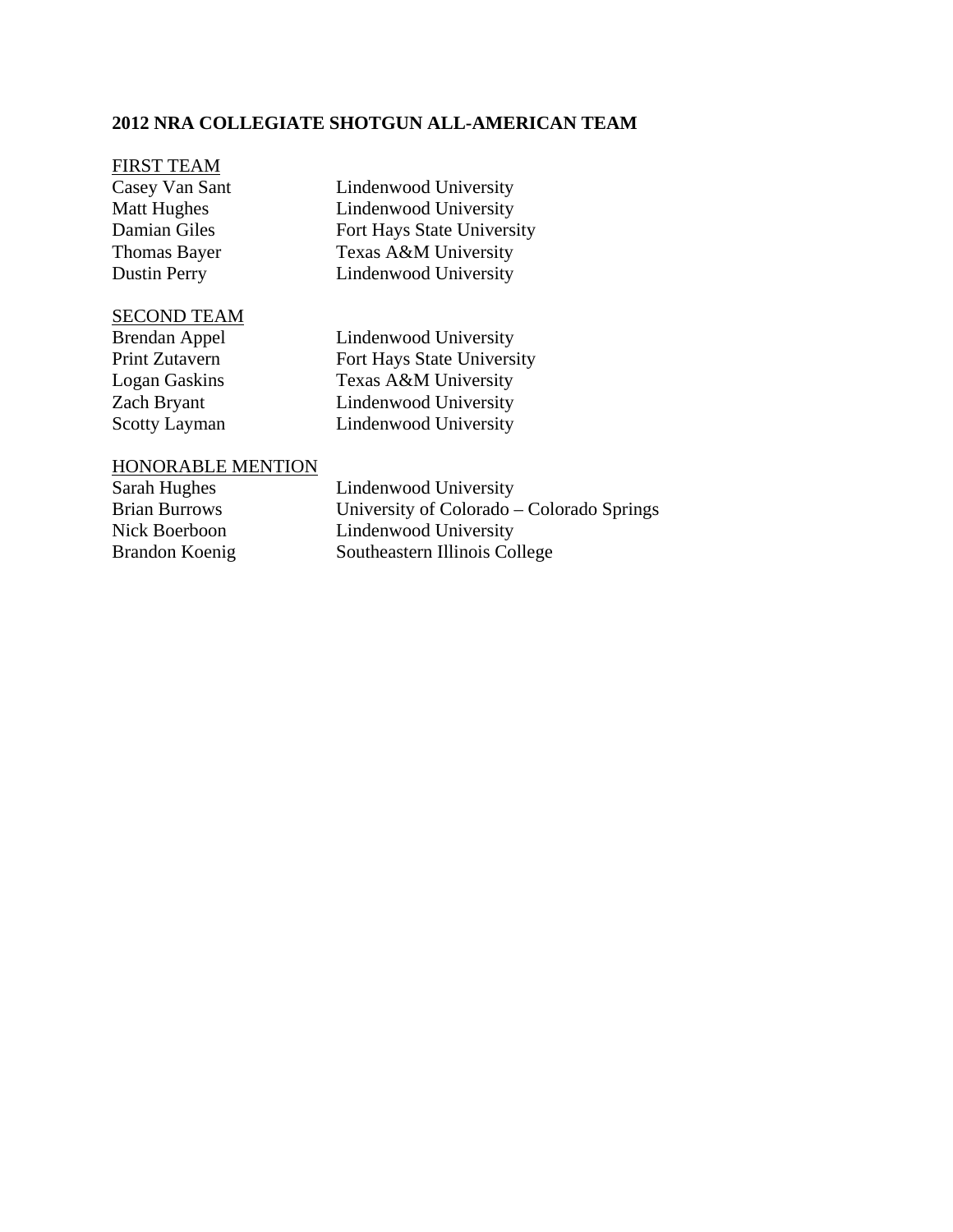**2012 NRA COLLEGIATE SHOTGUN ALL-AMERICAN TEAM**

FIRST TEAM

| | |
|---|---|
| Casey Van Sant | Lindenwood University |
| Matt Hughes | Lindenwood University |
| Damian Giles | Fort Hays State University |
| Thomas Bayer | Texas A&M University |
| Dustin Perry | Lindenwood University |

SECOND TEAM

| | |
|---|---|
| Brendan Appel | Lindenwood University |
| Print Zutavern | Fort Hays State University |
| Logan Gaskins | Texas A&M University |
| Zach Bryant | Lindenwood University |
| Scotty Layman | Lindenwood University |

HONORABLE MENTION

| | |
|---|---|
| Sarah Hughes | Lindenwood University |
| Brian Burrows | University of Colorado – Colorado Springs |
| Nick Boerboon | Lindenwood University |
| Brandon Koenig | Southeastern Illinois College |